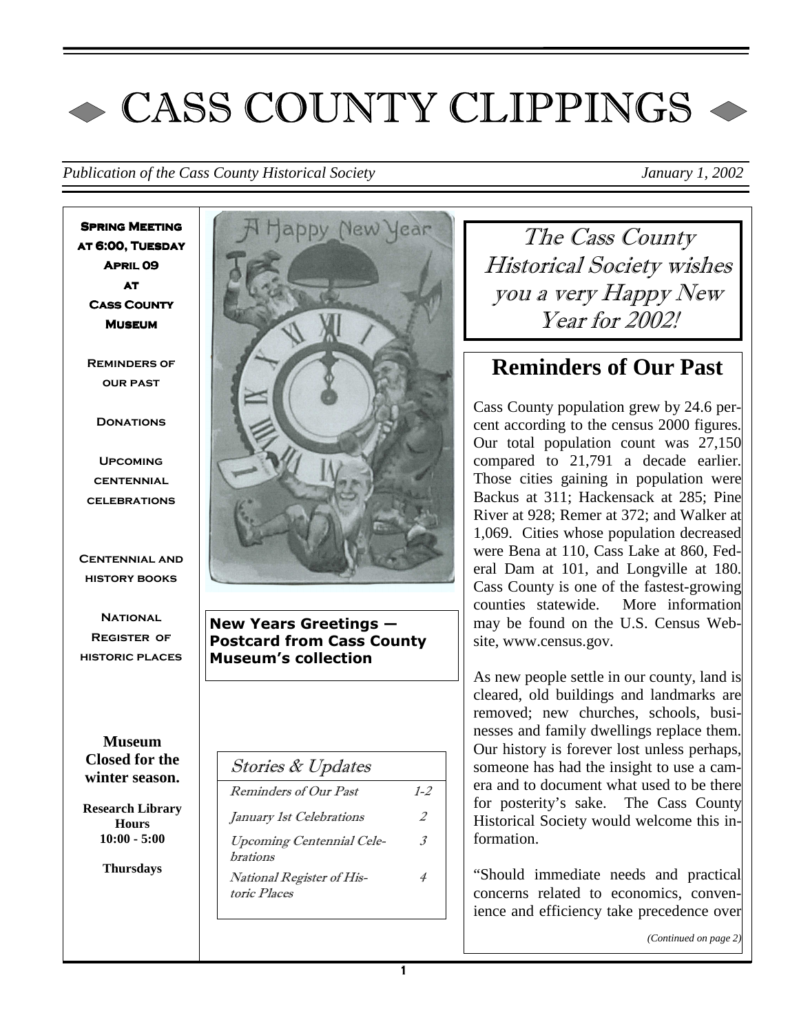# CASS COUNTY CLIPPINGS

*Publication of the Cass County Historical Society* *January 1, 2002*

**Spring Meeting at 6:00, Tuesday April 09 at Cass County Museum**

**Reminders of our past**

**Donations**

**Upcoming centennial celebrations**

**Centennial and history books**

**National Register of historic places**

**Museum Closed for the winter season.**

**Research Library Hours 10:00 - 5:00**

**Thursdays**

**New Years Greetings — Postcard from Cass County Museum's collection**

*Stories & Updates*

| | |
|---|---|
| *Reminders of Our Past* | *1-2* |
| *January 1st Celebrations* | *2* |
| *Upcoming Centennial Celebrations* | *3* |
| *National Register of Historic Places* | *4* |

*The Cass County Historical Society wishes you a very Happy New Year for 2002!*

## Reminders of Our Past

Cass County population grew by 24.6 percent according to the census 2000 figures. Our total population count was 27,150 compared to 21,791 a decade earlier. Those cities gaining in population were Backus at 311; Hackensack at 285; Pine River at 928; Remer at 372; and Walker at 1,069. Cities whose population decreased were Bena at 110, Cass Lake at 860, Federal Dam at 101, and Longville at 180. Cass County is one of the fastest-growing counties statewide. More information may be found on the U.S. Census Website, www.census.gov.

As new people settle in our county, land is cleared, old buildings and landmarks are removed; new churches, schools, businesses and family dwellings replace them. Our history is forever lost unless perhaps, someone has had the insight to use a camera and to document what used to be there for posterity's sake. The Cass County Historical Society would welcome this information.

"Should immediate needs and practical concerns related to economics, convenience and efficiency take precedence over

*(Continued on page 2)*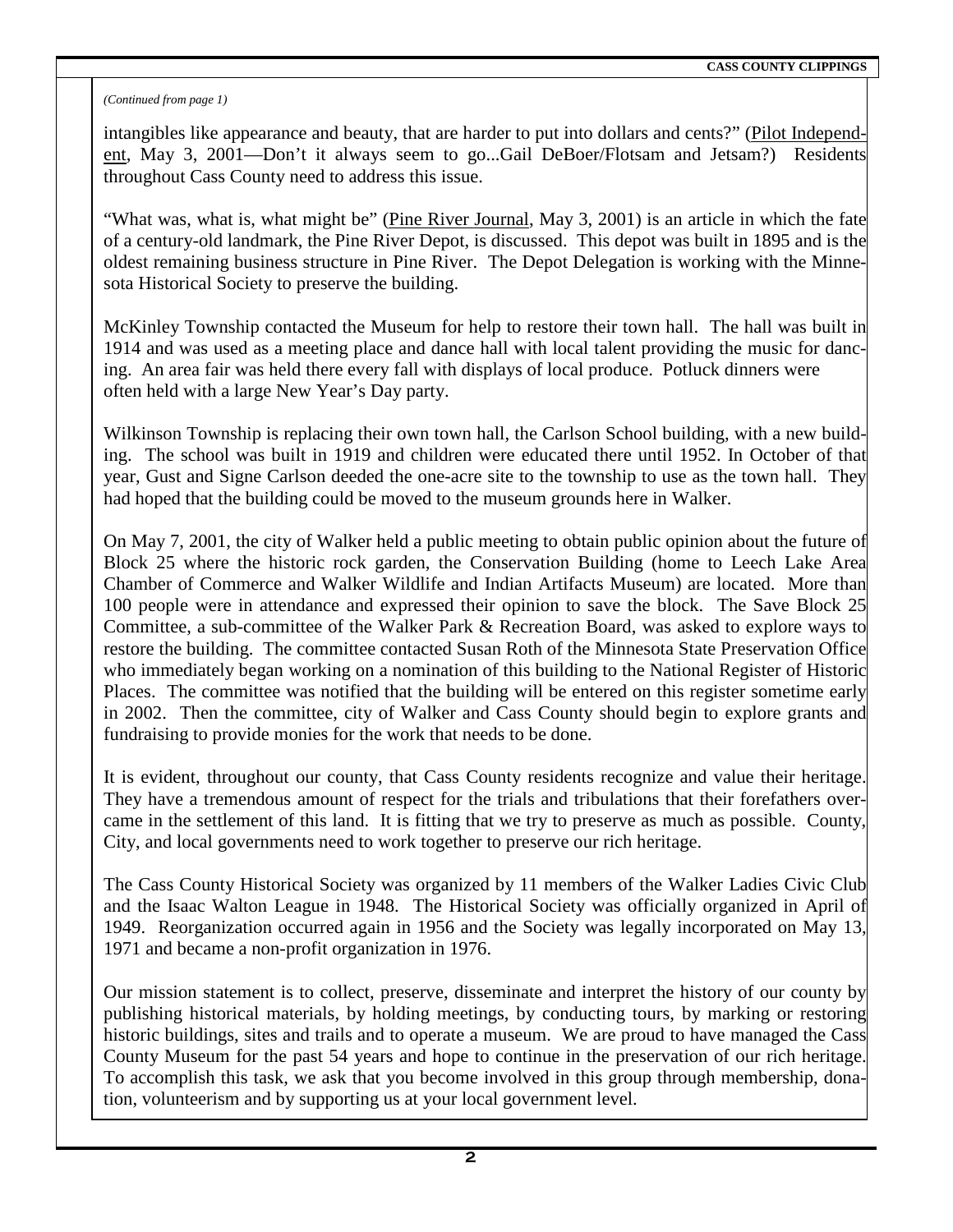*(Continued from page 1)*

intangibles like appearance and beauty, that are harder to put into dollars and cents?" (Pilot Independent, May 3, 2001—Don't it always seem to go...Gail DeBoer/Flotsam and Jetsam?) Residents throughout Cass County need to address this issue.

"What was, what is, what might be" (Pine River Journal, May 3, 2001) is an article in which the fate of a century-old landmark, the Pine River Depot, is discussed. This depot was built in 1895 and is the oldest remaining business structure in Pine River. The Depot Delegation is working with the Minnesota Historical Society to preserve the building.

McKinley Township contacted the Museum for help to restore their town hall. The hall was built in 1914 and was used as a meeting place and dance hall with local talent providing the music for dancing. An area fair was held there every fall with displays of local produce. Potluck dinners were often held with a large New Year's Day party.

Wilkinson Township is replacing their own town hall, the Carlson School building, with a new building. The school was built in 1919 and children were educated there until 1952. In October of that year, Gust and Signe Carlson deeded the one-acre site to the township to use as the town hall. They had hoped that the building could be moved to the museum grounds here in Walker.

On May 7, 2001, the city of Walker held a public meeting to obtain public opinion about the future of Block 25 where the historic rock garden, the Conservation Building (home to Leech Lake Area Chamber of Commerce and Walker Wildlife and Indian Artifacts Museum) are located. More than 100 people were in attendance and expressed their opinion to save the block. The Save Block 25 Committee, a sub-committee of the Walker Park & Recreation Board, was asked to explore ways to restore the building. The committee contacted Susan Roth of the Minnesota State Preservation Office who immediately began working on a nomination of this building to the National Register of Historic Places. The committee was notified that the building will be entered on this register sometime early in 2002. Then the committee, city of Walker and Cass County should begin to explore grants and fundraising to provide monies for the work that needs to be done.

It is evident, throughout our county, that Cass County residents recognize and value their heritage. They have a tremendous amount of respect for the trials and tribulations that their forefathers overcame in the settlement of this land. It is fitting that we try to preserve as much as possible. County, City, and local governments need to work together to preserve our rich heritage.

The Cass County Historical Society was organized by 11 members of the Walker Ladies Civic Club and the Isaac Walton League in 1948. The Historical Society was officially organized in April of 1949. Reorganization occurred again in 1956 and the Society was legally incorporated on May 13, 1971 and became a non-profit organization in 1976.

Our mission statement is to collect, preserve, disseminate and interpret the history of our county by publishing historical materials, by holding meetings, by conducting tours, by marking or restoring historic buildings, sites and trails and to operate a museum. We are proud to have managed the Cass County Museum for the past 54 years and hope to continue in the preservation of our rich heritage. To accomplish this task, we ask that you become involved in this group through membership, donation, volunteerism and by supporting us at your local government level.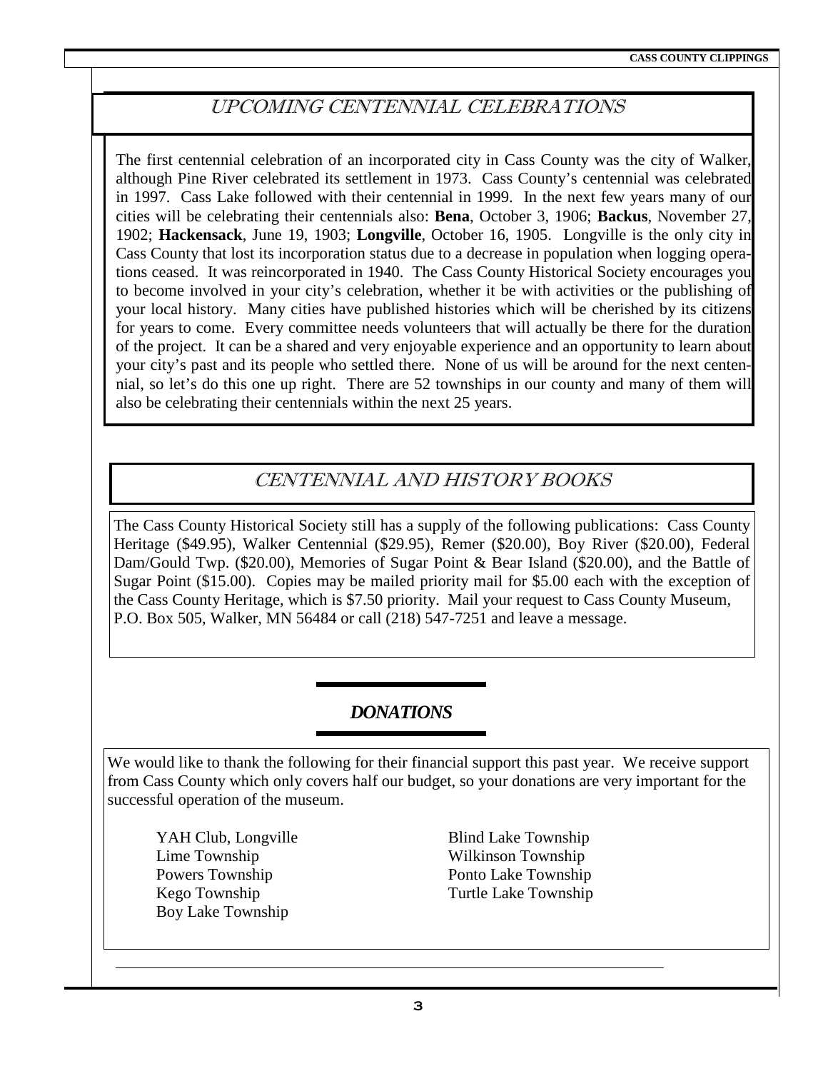## UPCOMING CENTENNIAL CELEBRATIONS

The first centennial celebration of an incorporated city in Cass County was the city of Walker, although Pine River celebrated its settlement in 1973. Cass County's centennial was celebrated in 1997. Cass Lake followed with their centennial in 1999. In the next few years many of our cities will be celebrating their centennials also: **Bena**, October 3, 1906; **Backus**, November 27, 1902; **Hackensack**, June 19, 1903; **Longville**, October 16, 1905. Longville is the only city in Cass County that lost its incorporation status due to a decrease in population when logging operations ceased. It was reincorporated in 1940. The Cass County Historical Society encourages you to become involved in your city's celebration, whether it be with activities or the publishing of your local history. Many cities have published histories which will be cherished by its citizens for years to come. Every committee needs volunteers that will actually be there for the duration of the project. It can be a shared and very enjoyable experience and an opportunity to learn about your city's past and its people who settled there. None of us will be around for the next centennial, so let's do this one up right. There are 52 townships in our county and many of them will also be celebrating their centennials within the next 25 years.

## CENTENNIAL AND HISTORY BOOKS

The Cass County Historical Society still has a supply of the following publications: Cass County Heritage ($49.95), Walker Centennial ($29.95), Remer ($20.00), Boy River ($20.00), Federal Dam/Gould Twp. ($20.00), Memories of Sugar Point & Bear Island ($20.00), and the Battle of Sugar Point ($15.00). Copies may be mailed priority mail for $5.00 each with the exception of the Cass County Heritage, which is $7.50 priority. Mail your request to Cass County Museum, P.O. Box 505, Walker, MN 56484 or call (218) 547-7251 and leave a message.

## *DONATIONS*

We would like to thank the following for their financial support this past year. We receive support from Cass County which only covers half our budget, so your donations are very important for the successful operation of the museum.

YAH Club, Longville
Lime Township
Powers Township
Kego Township
Boy Lake Township
Blind Lake Township
Wilkinson Township
Ponto Lake Township
Turtle Lake Township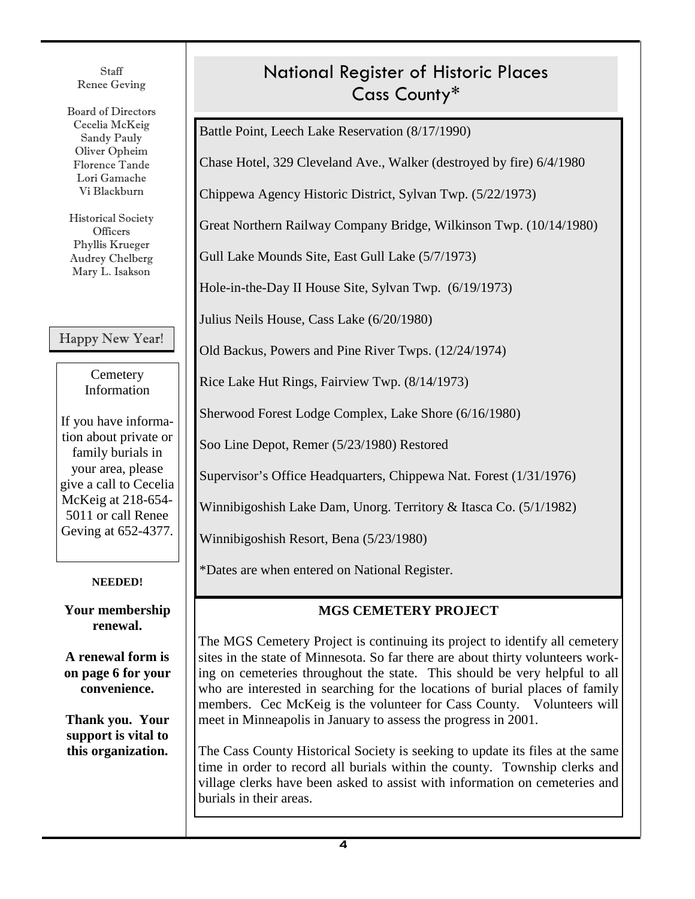Staff
Renee Geving

Board of Directors
Cecelia McKeig
Sandy Pauly
Oliver Opheim
Florence Tande
Lori Gamache
Vi Blackburn

Historical Society Officers
Phyllis Krueger
Audrey Chelberg
Mary L. Isakson

Happy New Year!

**Cemetery Information**

If you have information about private or family burials in your area, please give a call to Cecelia McKeig at 218-654-5011 or call Renee Geving at 652-4377.

**NEEDED!**

**Your membership renewal.**

**A renewal form is on page 6 for your convenience.**

**Thank you. Your support is vital to this organization.**

# National Register of Historic Places Cass County*

Battle Point, Leech Lake Reservation (8/17/1990)

Chase Hotel, 329 Cleveland Ave., Walker (destroyed by fire) 6/4/1980

Chippewa Agency Historic District, Sylvan Twp. (5/22/1973)

Great Northern Railway Company Bridge, Wilkinson Twp. (10/14/1980)

Gull Lake Mounds Site, East Gull Lake (5/7/1973)

Hole-in-the-Day II House Site, Sylvan Twp. (6/19/1973)

Julius Neils House, Cass Lake (6/20/1980)

Old Backus, Powers and Pine River Twps. (12/24/1974)

Rice Lake Hut Rings, Fairview Twp. (8/14/1973)

Sherwood Forest Lodge Complex, Lake Shore (6/16/1980)

Soo Line Depot, Remer (5/23/1980) Restored

Supervisor's Office Headquarters, Chippewa Nat. Forest (1/31/1976)

Winnibigoshish Lake Dam, Unorg. Territory & Itasca Co. (5/1/1982)

Winnibigoshish Resort, Bena (5/23/1980)

*Dates are when entered on National Register.

## MGS CEMETERY PROJECT

The MGS Cemetery Project is continuing its project to identify all cemetery sites in the state of Minnesota. So far there are about thirty volunteers working on cemeteries throughout the state. This should be very helpful to all who are interested in searching for the locations of burial places of family members. Cec McKeig is the volunteer for Cass County. Volunteers will meet in Minneapolis in January to assess the progress in 2001.

The Cass County Historical Society is seeking to update its files at the same time in order to record all burials within the county. Township clerks and village clerks have been asked to assist with information on cemeteries and burials in their areas.